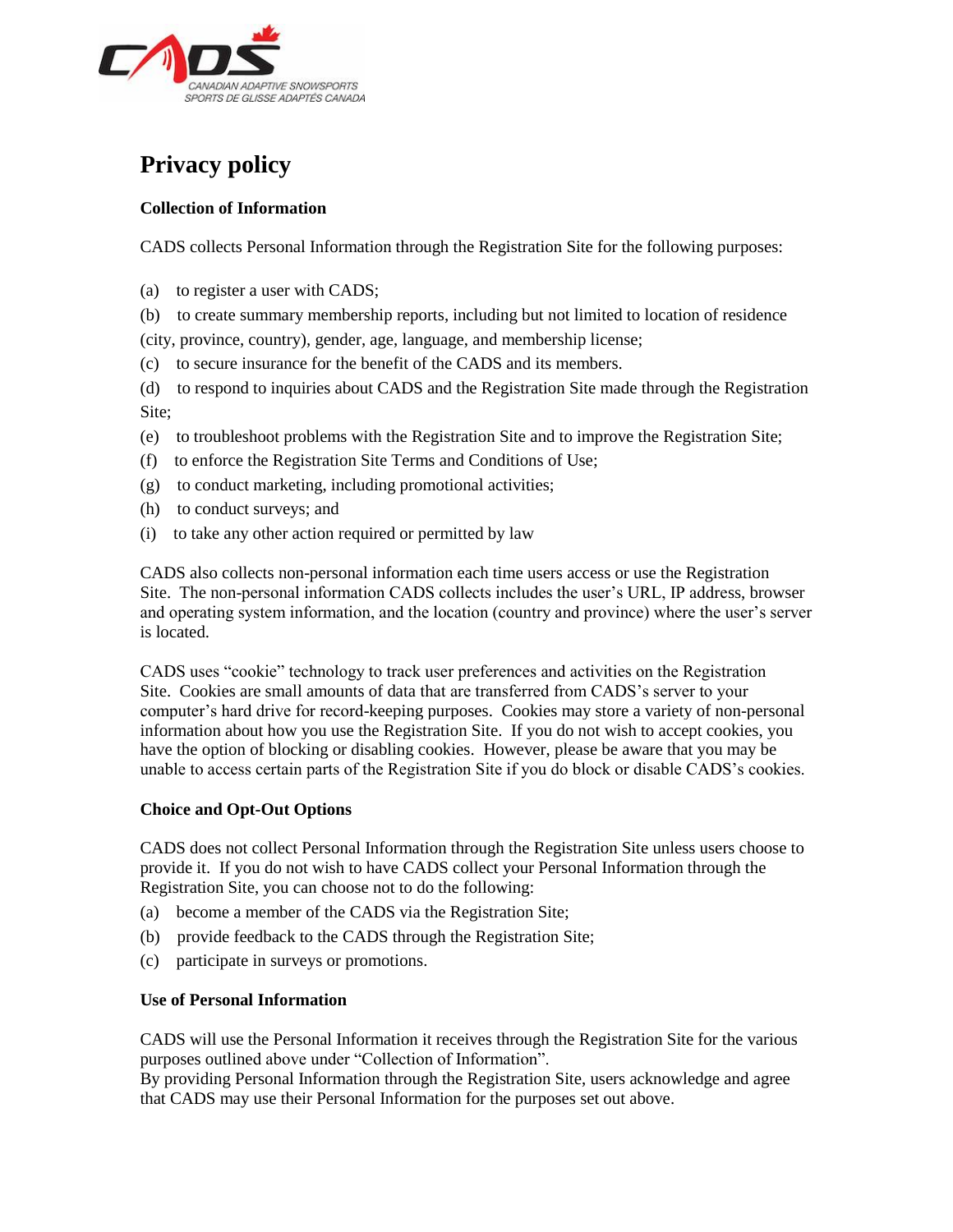CANADIAN ADAPTIVE SNOWSPORTS
SPORTS DE GLISSE ADAPTÉS CANADA

# Privacy policy

**Collection of Information**

CADS collects Personal Information through the Registration Site for the following purposes:

(a) to register a user with CADS;

(b) to create summary membership reports, including but not limited to location of residence (city, province, country), gender, age, language, and membership license;

(c) to secure insurance for the benefit of the CADS and its members.

(d) to respond to inquiries about CADS and the Registration Site made through the Registration Site;

(e) to troubleshoot problems with the Registration Site and to improve the Registration Site;

(f) to enforce the Registration Site Terms and Conditions of Use;

(g) to conduct marketing, including promotional activities;

(h) to conduct surveys; and

(i) to take any other action required or permitted by law

CADS also collects non-personal information each time users access or use the Registration Site. The non-personal information CADS collects includes the user's URL, IP address, browser and operating system information, and the location (country and province) where the user's server is located.

CADS uses "cookie" technology to track user preferences and activities on the Registration Site. Cookies are small amounts of data that are transferred from CADS's server to your computer's hard drive for record-keeping purposes. Cookies may store a variety of non-personal information about how you use the Registration Site. If you do not wish to accept cookies, you have the option of blocking or disabling cookies. However, please be aware that you may be unable to access certain parts of the Registration Site if you do block or disable CADS's cookies.

**Choice and Opt-Out Options**

CADS does not collect Personal Information through the Registration Site unless users choose to provide it. If you do not wish to have CADS collect your Personal Information through the Registration Site, you can choose not to do the following:

(a) become a member of the CADS via the Registration Site;

(b) provide feedback to the CADS through the Registration Site;

(c) participate in surveys or promotions.

**Use of Personal Information**

CADS will use the Personal Information it receives through the Registration Site for the various purposes outlined above under "Collection of Information".
By providing Personal Information through the Registration Site, users acknowledge and agree that CADS may use their Personal Information for the purposes set out above.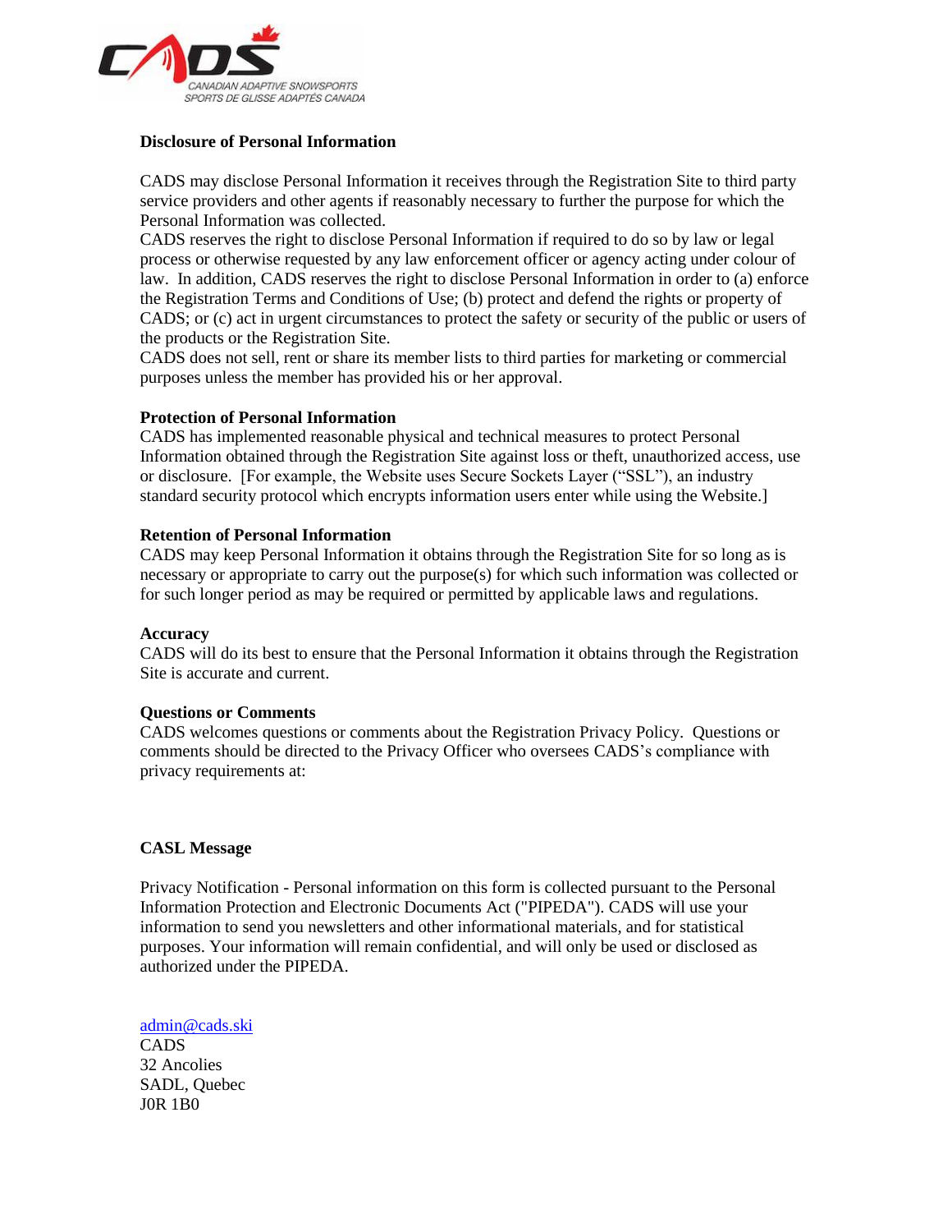### Disclosure of Personal Information

CADS may disclose Personal Information it receives through the Registration Site to third party service providers and other agents if reasonably necessary to further the purpose for which the Personal Information was collected.

CADS reserves the right to disclose Personal Information if required to do so by law or legal process or otherwise requested by any law enforcement officer or agency acting under colour of law. In addition, CADS reserves the right to disclose Personal Information in order to (a) enforce the Registration Terms and Conditions of Use; (b) protect and defend the rights or property of CADS; or (c) act in urgent circumstances to protect the safety or security of the public or users of the products or the Registration Site.

CADS does not sell, rent or share its member lists to third parties for marketing or commercial purposes unless the member has provided his or her approval.

### Protection of Personal Information

CADS has implemented reasonable physical and technical measures to protect Personal Information obtained through the Registration Site against loss or theft, unauthorized access, use or disclosure. [For example, the Website uses Secure Sockets Layer ("SSL"), an industry standard security protocol which encrypts information users enter while using the Website.]

### Retention of Personal Information

CADS may keep Personal Information it obtains through the Registration Site for so long as is necessary or appropriate to carry out the purpose(s) for which such information was collected or for such longer period as may be required or permitted by applicable laws and regulations.

### Accuracy

CADS will do its best to ensure that the Personal Information it obtains through the Registration Site is accurate and current.

### Questions or Comments

CADS welcomes questions or comments about the Registration Privacy Policy. Questions or comments should be directed to the Privacy Officer who oversees CADS's compliance with privacy requirements at:

### CASL Message

Privacy Notification - Personal information on this form is collected pursuant to the Personal Information Protection and Electronic Documents Act ("PIPEDA"). CADS will use your information to send you newsletters and other informational materials, and for statistical purposes. Your information will remain confidential, and will only be used or disclosed as authorized under the PIPEDA.

admin@cads.ski
CADS
32 Ancolies
SADL, Quebec
J0R 1B0